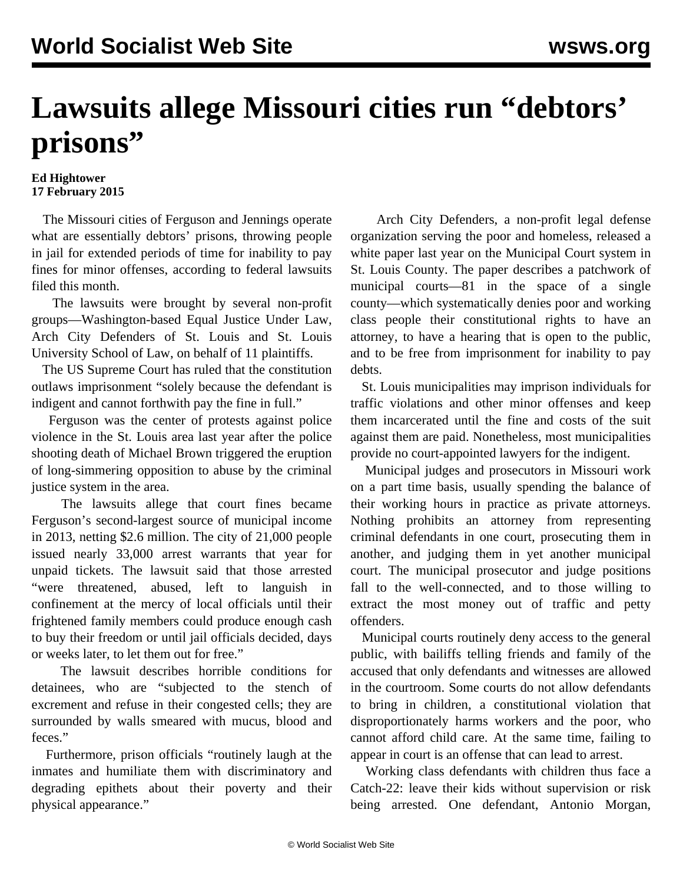# Lawsuits allege Missouri cities run "debtors' prisons"

**Ed Hightower**
**17 February 2015**

The Missouri cities of Ferguson and Jennings operate what are essentially debtors' prisons, throwing people in jail for extended periods of time for inability to pay fines for minor offenses, according to federal lawsuits filed this month.

The lawsuits were brought by several non-profit groups—Washington-based Equal Justice Under Law, Arch City Defenders of St. Louis and St. Louis University School of Law, on behalf of 11 plaintiffs.

The US Supreme Court has ruled that the constitution outlaws imprisonment "solely because the defendant is indigent and cannot forthwith pay the fine in full."

Ferguson was the center of protests against police violence in the St. Louis area last year after the police shooting death of Michael Brown triggered the eruption of long-simmering opposition to abuse by the criminal justice system in the area.

The lawsuits allege that court fines became Ferguson's second-largest source of municipal income in 2013, netting $2.6 million. The city of 21,000 people issued nearly 33,000 arrest warrants that year for unpaid tickets. The lawsuit said that those arrested "were threatened, abused, left to languish in confinement at the mercy of local officials until their frightened family members could produce enough cash to buy their freedom or until jail officials decided, days or weeks later, to let them out for free."

The lawsuit describes horrible conditions for detainees, who are "subjected to the stench of excrement and refuse in their congested cells; they are surrounded by walls smeared with mucus, blood and feces."

Furthermore, prison officials "routinely laugh at the inmates and humiliate them with discriminatory and degrading epithets about their poverty and their physical appearance."

Arch City Defenders, a non-profit legal defense organization serving the poor and homeless, released a white paper last year on the Municipal Court system in St. Louis County. The paper describes a patchwork of municipal courts—81 in the space of a single county—which systematically denies poor and working class people their constitutional rights to have an attorney, to have a hearing that is open to the public, and to be free from imprisonment for inability to pay debts.

St. Louis municipalities may imprison individuals for traffic violations and other minor offenses and keep them incarcerated until the fine and costs of the suit against them are paid. Nonetheless, most municipalities provide no court-appointed lawyers for the indigent.

Municipal judges and prosecutors in Missouri work on a part time basis, usually spending the balance of their working hours in practice as private attorneys. Nothing prohibits an attorney from representing criminal defendants in one court, prosecuting them in another, and judging them in yet another municipal court. The municipal prosecutor and judge positions fall to the well-connected, and to those willing to extract the most money out of traffic and petty offenders.

Municipal courts routinely deny access to the general public, with bailiffs telling friends and family of the accused that only defendants and witnesses are allowed in the courtroom. Some courts do not allow defendants to bring in children, a constitutional violation that disproportionately harms workers and the poor, who cannot afford child care. At the same time, failing to appear in court is an offense that can lead to arrest.

Working class defendants with children thus face a Catch-22: leave their kids without supervision or risk being arrested. One defendant, Antonio Morgan,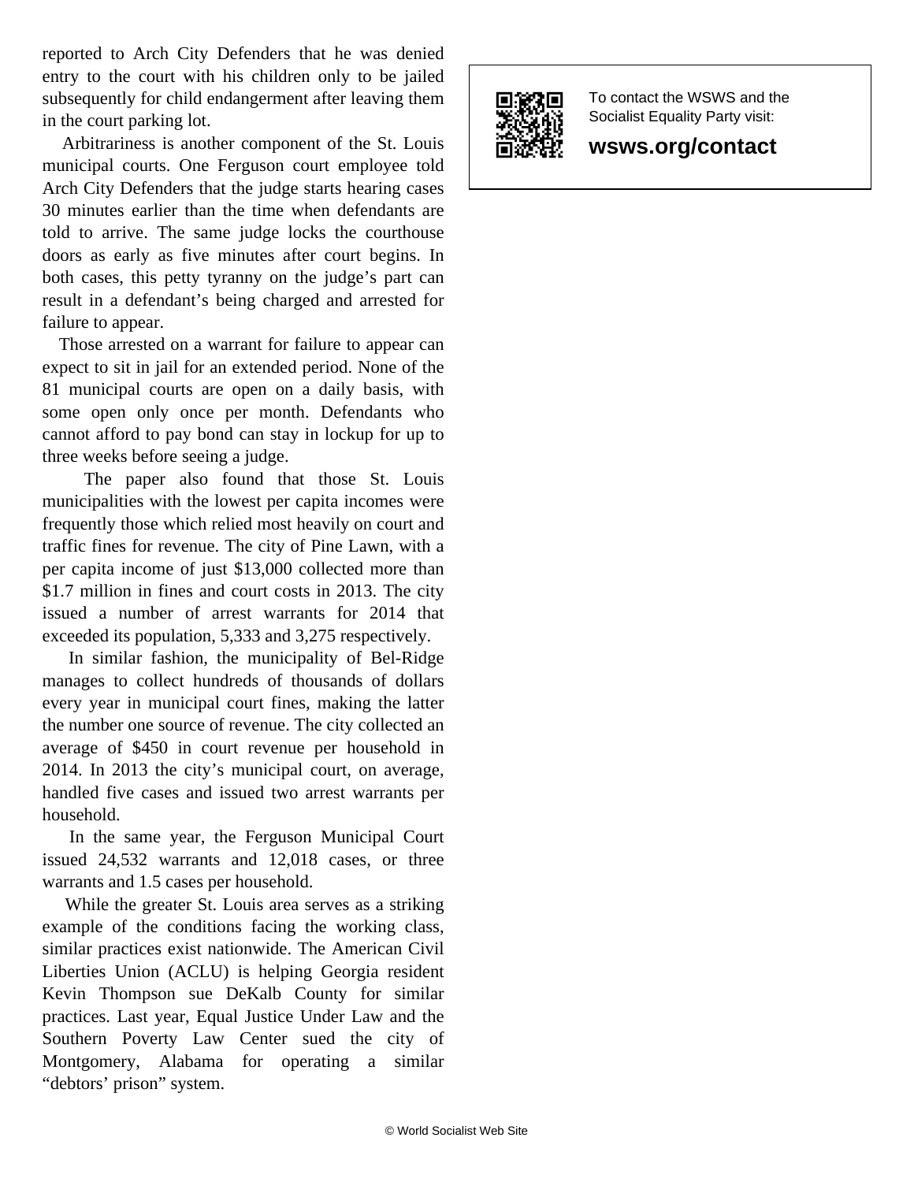reported to Arch City Defenders that he was denied entry to the court with his children only to be jailed subsequently for child endangerment after leaving them in the court parking lot.

Arbitrariness is another component of the St. Louis municipal courts. One Ferguson court employee told Arch City Defenders that the judge starts hearing cases 30 minutes earlier than the time when defendants are told to arrive. The same judge locks the courthouse doors as early as five minutes after court begins. In both cases, this petty tyranny on the judge's part can result in a defendant's being charged and arrested for failure to appear.

Those arrested on a warrant for failure to appear can expect to sit in jail for an extended period. None of the 81 municipal courts are open on a daily basis, with some open only once per month. Defendants who cannot afford to pay bond can stay in lockup for up to three weeks before seeing a judge.

The paper also found that those St. Louis municipalities with the lowest per capita incomes were frequently those which relied most heavily on court and traffic fines for revenue. The city of Pine Lawn, with a per capita income of just $13,000 collected more than $1.7 million in fines and court costs in 2013. The city issued a number of arrest warrants for 2014 that exceeded its population, 5,333 and 3,275 respectively.

In similar fashion, the municipality of Bel-Ridge manages to collect hundreds of thousands of dollars every year in municipal court fines, making the latter the number one source of revenue. The city collected an average of $450 in court revenue per household in 2014. In 2013 the city's municipal court, on average, handled five cases and issued two arrest warrants per household.

In the same year, the Ferguson Municipal Court issued 24,532 warrants and 12,018 cases, or three warrants and 1.5 cases per household.

While the greater St. Louis area serves as a striking example of the conditions facing the working class, similar practices exist nationwide. The American Civil Liberties Union (ACLU) is helping Georgia resident Kevin Thompson sue DeKalb County for similar practices. Last year, Equal Justice Under Law and the Southern Poverty Law Center sued the city of Montgomery, Alabama for operating a similar "debtors' prison" system.

To contact the WSWS and the Socialist Equality Party visit:

**wsws.org/contact**